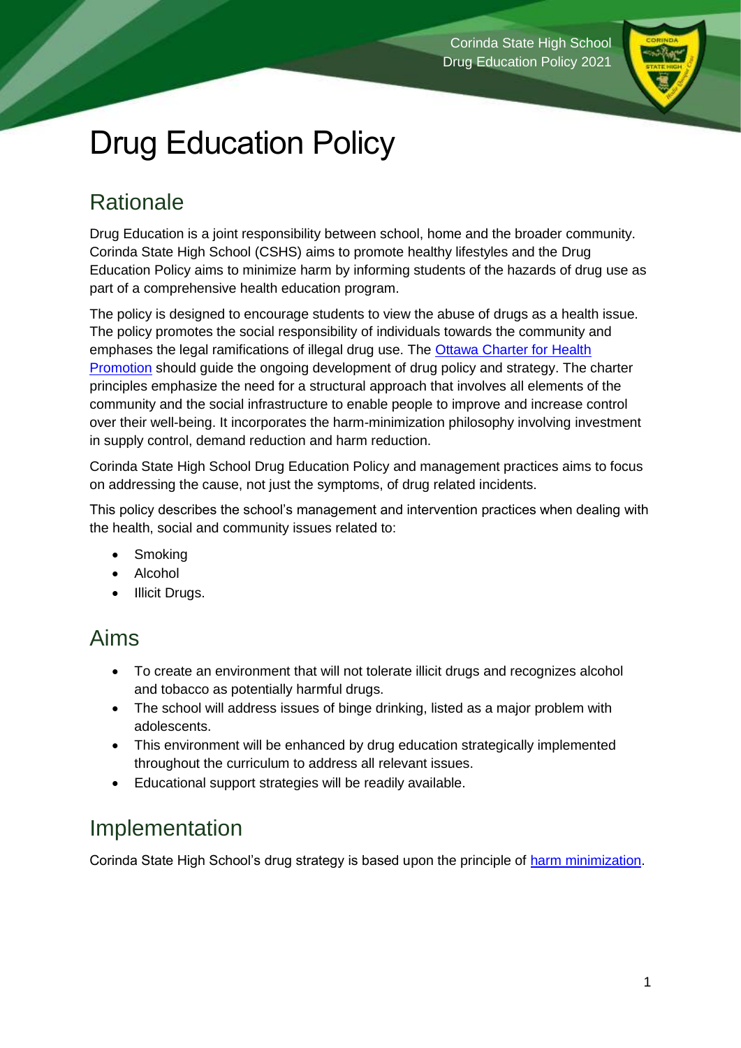# Drug Education Policy

## Rationale

Drug Education is a joint responsibility between school, home and the broader community. Corinda State High School (CSHS) aims to promote healthy lifestyles and the Drug Education Policy aims to minimize harm by informing students of the hazards of drug use as part of a comprehensive health education program.

The policy is designed to encourage students to view the abuse of drugs as a health issue. The policy promotes the social responsibility of individuals towards the community and emphases the legal ramifications of illegal drug use. The Ottawa Charter for Health Promotion should guide the ongoing development of drug policy and strategy. The charter principles emphasize the need for a structural approach that involves all elements of the community and the social infrastructure to enable people to improve and increase control over their well-being. It incorporates the harm-minimization philosophy involving investment in supply control, demand reduction and harm reduction.

Corinda State High School Drug Education Policy and management practices aims to focus on addressing the cause, not just the symptoms, of drug related incidents.

This policy describes the school's management and intervention practices when dealing with the health, social and community issues related to:

- Smoking
- Alcohol
- Illicit Drugs.

## Aims

- To create an environment that will not tolerate illicit drugs and recognizes alcohol and tobacco as potentially harmful drugs.
- The school will address issues of binge drinking, listed as a major problem with adolescents.
- This environment will be enhanced by drug education strategically implemented throughout the curriculum to address all relevant issues.
- Educational support strategies will be readily available.

## Implementation

Corinda State High School's drug strategy is based upon the principle of harm minimization.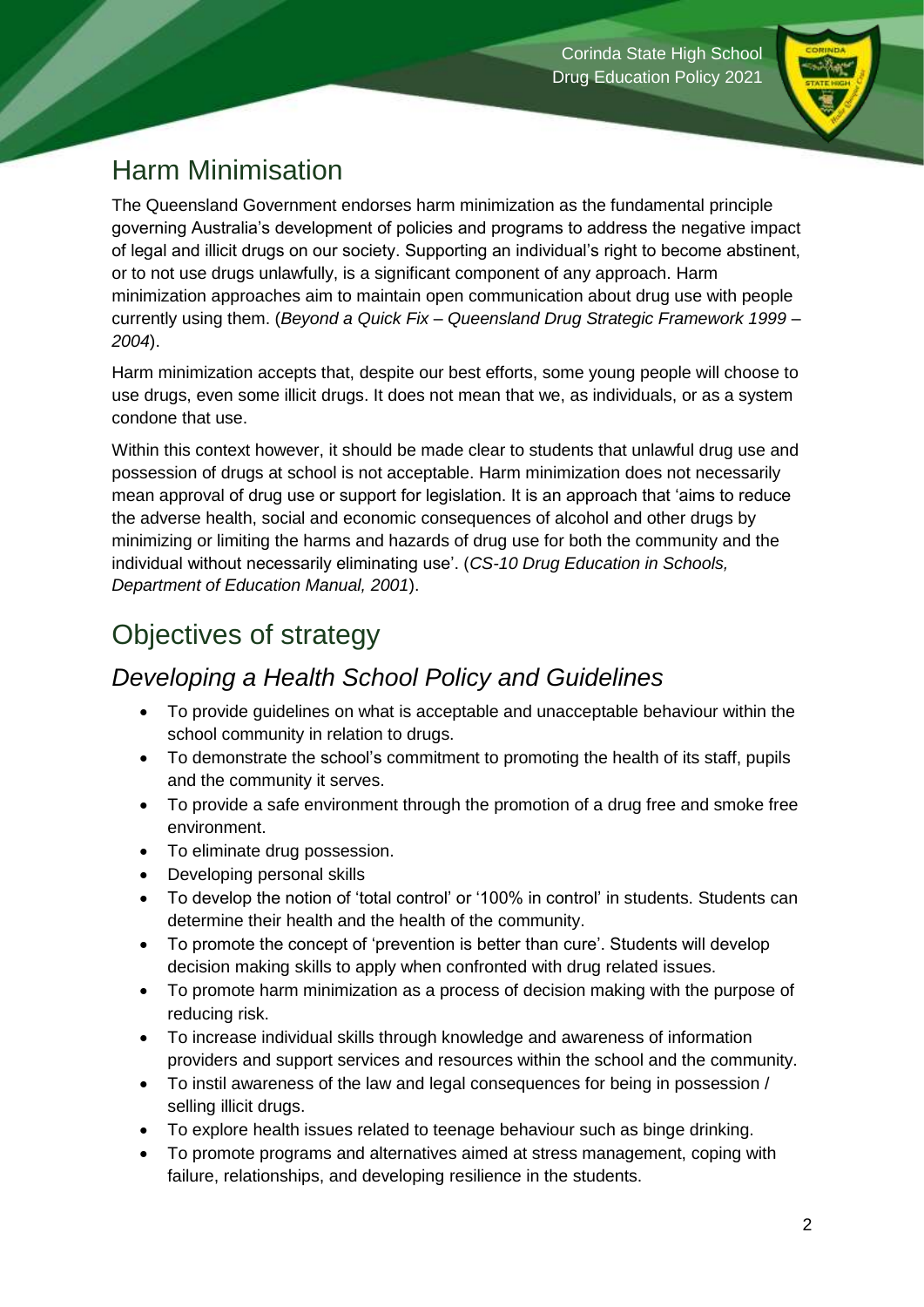## Harm Minimisation

The Queensland Government endorses harm minimization as the fundamental principle governing Australia's development of policies and programs to address the negative impact of legal and illicit drugs on our society. Supporting an individual's right to become abstinent, or to not use drugs unlawfully, is a significant component of any approach. Harm minimization approaches aim to maintain open communication about drug use with people currently using them. (*Beyond a Quick Fix – Queensland Drug Strategic Framework 1999 – 2004*).

Harm minimization accepts that, despite our best efforts, some young people will choose to use drugs, even some illicit drugs. It does not mean that we, as individuals, or as a system condone that use.

Within this context however, it should be made clear to students that unlawful drug use and possession of drugs at school is not acceptable. Harm minimization does not necessarily mean approval of drug use or support for legislation. It is an approach that 'aims to reduce the adverse health, social and economic consequences of alcohol and other drugs by minimizing or limiting the harms and hazards of drug use for both the community and the individual without necessarily eliminating use'. (*CS-10 Drug Education in Schools, Department of Education Manual, 2001*).

## Objectives of strategy

### *Developing a Health School Policy and Guidelines*

- To provide guidelines on what is acceptable and unacceptable behaviour within the school community in relation to drugs.
- To demonstrate the school's commitment to promoting the health of its staff, pupils and the community it serves.
- To provide a safe environment through the promotion of a drug free and smoke free environment.
- To eliminate drug possession.
- Developing personal skills
- To develop the notion of 'total control' or '100% in control' in students. Students can determine their health and the health of the community.
- To promote the concept of 'prevention is better than cure'. Students will develop decision making skills to apply when confronted with drug related issues.
- To promote harm minimization as a process of decision making with the purpose of reducing risk.
- To increase individual skills through knowledge and awareness of information providers and support services and resources within the school and the community.
- To instil awareness of the law and legal consequences for being in possession / selling illicit drugs.
- To explore health issues related to teenage behaviour such as binge drinking.
- To promote programs and alternatives aimed at stress management, coping with failure, relationships, and developing resilience in the students.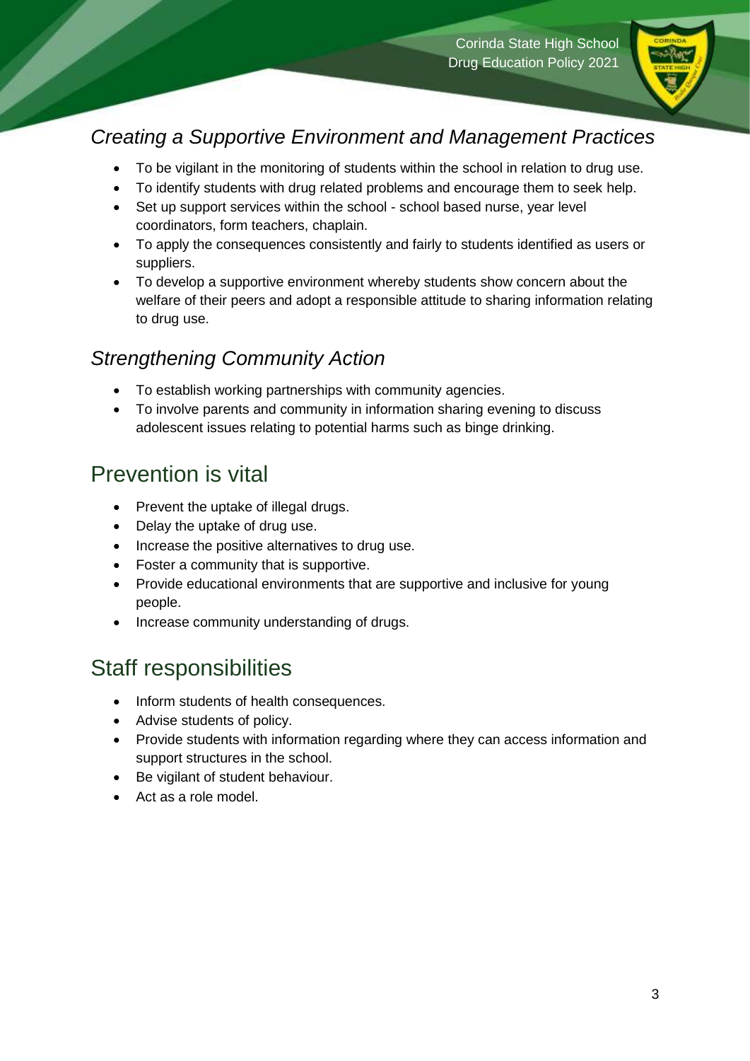### *Creating a Supportive Environment and Management Practices*

- To be vigilant in the monitoring of students within the school in relation to drug use.
- To identify students with drug related problems and encourage them to seek help.
- Set up support services within the school - school based nurse, year level coordinators, form teachers, chaplain.
- To apply the consequences consistently and fairly to students identified as users or suppliers.
- To develop a supportive environment whereby students show concern about the welfare of their peers and adopt a responsible attitude to sharing information relating to drug use.

### *Strengthening Community Action*

- To establish working partnerships with community agencies.
- To involve parents and community in information sharing evening to discuss adolescent issues relating to potential harms such as binge drinking.

## Prevention is vital

- Prevent the uptake of illegal drugs.
- Delay the uptake of drug use.
- Increase the positive alternatives to drug use.
- Foster a community that is supportive.
- Provide educational environments that are supportive and inclusive for young people.
- Increase community understanding of drugs.

## Staff responsibilities

- Inform students of health consequences.
- Advise students of policy.
- Provide students with information regarding where they can access information and support structures in the school.
- Be vigilant of student behaviour.
- Act as a role model.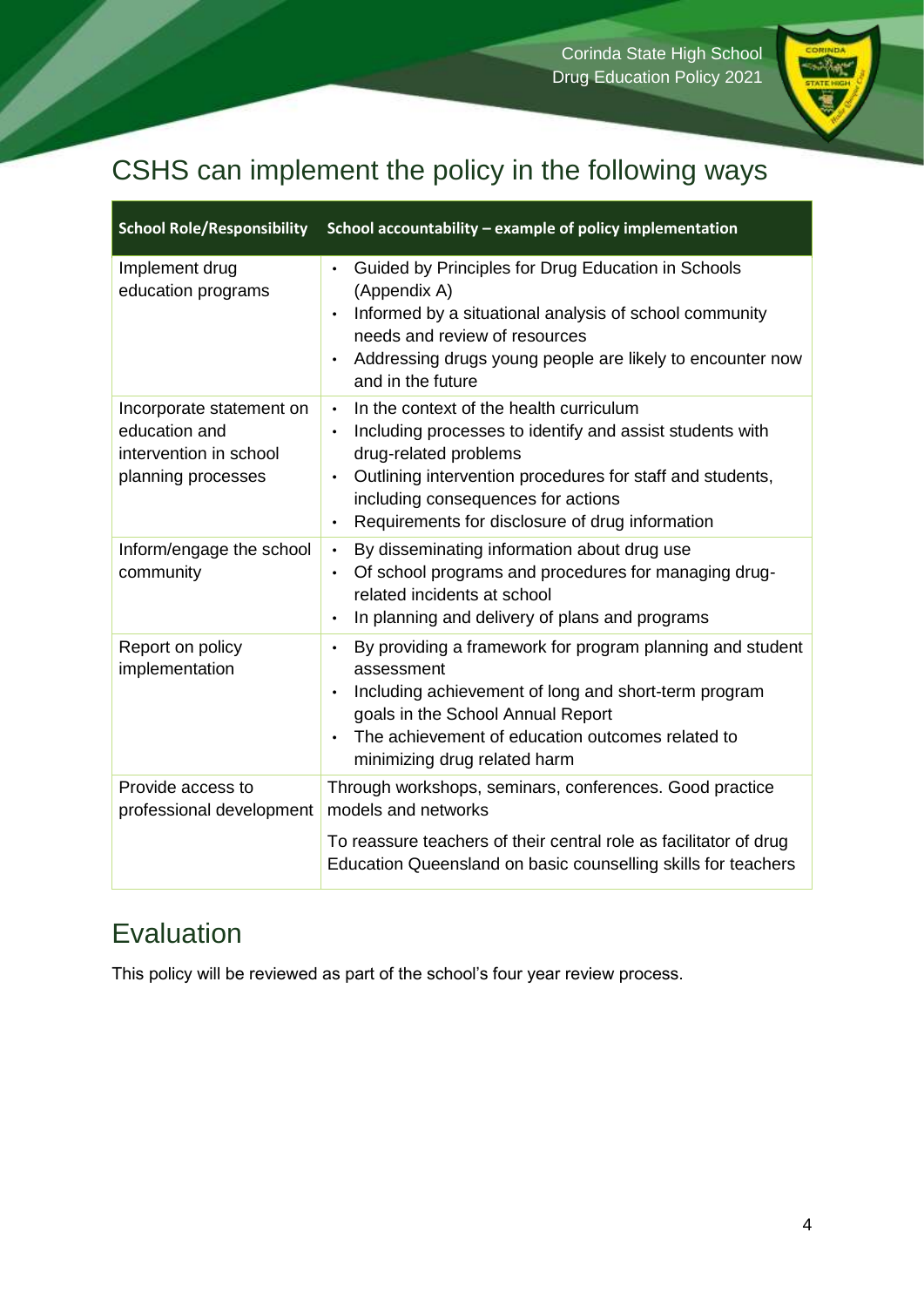## CSHS can implement the policy in the following ways

| School Role/Responsibility | School accountability – example of policy implementation |
|---|---|
| Implement drug education programs | • Guided by Principles for Drug Education in Schools (Appendix A)<br>• Informed by a situational analysis of school community needs and review of resources<br>• Addressing drugs young people are likely to encounter now and in the future |
| Incorporate statement on education and intervention in school planning processes | • In the context of the health curriculum<br>• Including processes to identify and assist students with drug-related problems<br>• Outlining intervention procedures for staff and students, including consequences for actions<br>• Requirements for disclosure of drug information |
| Inform/engage the school community | • By disseminating information about drug use<br>• Of school programs and procedures for managing drug-related incidents at school<br>• In planning and delivery of plans and programs |
| Report on policy implementation | • By providing a framework for program planning and student assessment<br>• Including achievement of long and short-term program goals in the School Annual Report<br>• The achievement of education outcomes related to minimizing drug related harm |
| Provide access to professional development | Through workshops, seminars, conferences. Good practice models and networks<br><br>To reassure teachers of their central role as facilitator of drug Education Queensland on basic counselling skills for teachers |

## Evaluation

This policy will be reviewed as part of the school's four year review process.